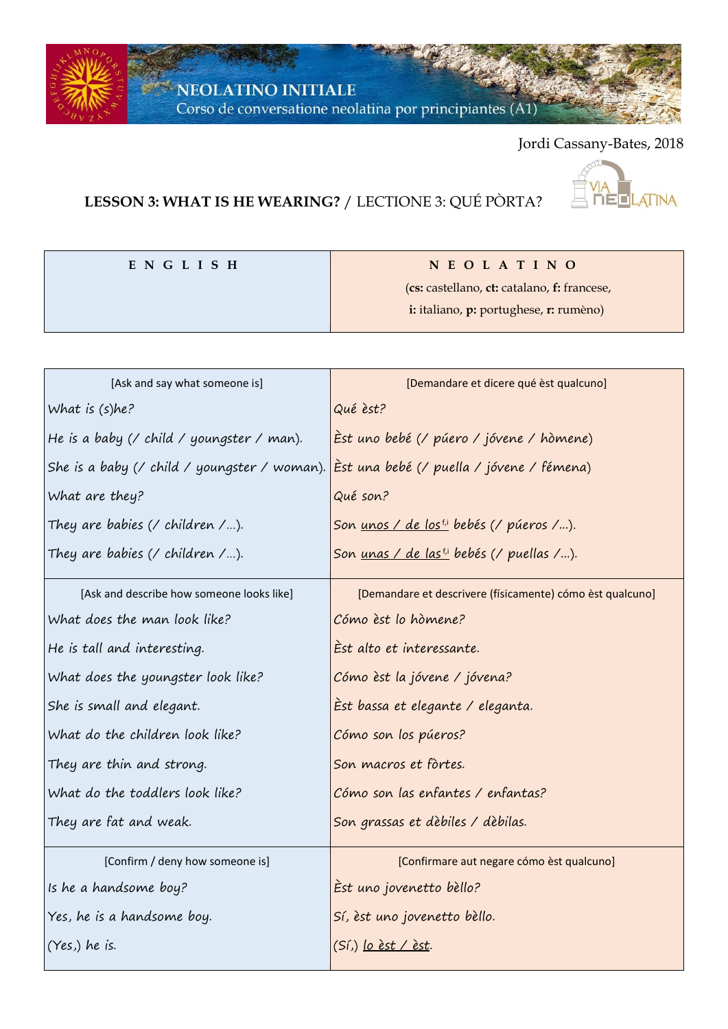NEOLATINO INITIALE
Corso de conversatione neolatina por principiantes (A1)

Jordi Cassany-Bates, 2018

## LESSON 3: WHAT IS HE WEARING? / LECTIONE 3: QUÉ PÒRTA?

| E N G L I S H | N E O L A T I N O<br>(**cs:** castellano, **ct:** catalano, **f:** francese, **i:** italiano, **p:** portughese, **r:** rumèno) |
|---|---|

| [Ask and say what someone is] | [Demandare et dicere qué èst qualcuno] |
|---|---|
| *What is (s)he?* | *Qué èst?* |
| *He is a baby (/ child / youngster / man).* | *Èst uno bebé (/ púero / jóvene / hòmene)* |
| *She is a baby (/ child / youngster / woman).* | *Èst una bebé (/ puella / jóvene / fémena)* |
| *What are they?* | *Qué son?* |
| *They are babies (/ children /…).* | *Son unos / de los[f,i] bebés (/ púeros /…).* |
| *They are babies (/ children /…).* | *Son unas / de las[f,i] bebés (/ puellas /…).* |
| [Ask and describe how someone looks like] | [Demandare et descrivere (físicamente) cómo èst qualcuno] |
| *What does the man look like?* | *Cómo èst lo hòmene?* |
| *He is tall and interesting.* | *Èst alto et interessante.* |
| *What does the youngster look like?* | *Cómo èst la jóvene / jóvena?* |
| *She is small and elegant.* | *Èst bassa et elegante / eleganta.* |
| *What do the children look like?* | *Cómo son los púeros?* |
| *They are thin and strong.* | *Son macros et fòrtes.* |
| *What do the toddlers look like?* | *Cómo son las enfantes / enfantas?* |
| *They are fat and weak.* | *Son grassas et dèbiles / dèbilas.* |
| [Confirm / deny how someone is] | [Confirmare aut negare cómo èst qualcuno] |
| *Is he a handsome boy?* | *Èst uno jovenetto bèllo?* |
| *Yes, he is a handsome boy.* | *Sí, èst uno jovenetto bèllo.* |
| *(Yes,) he is.* | *(Sí,) lo èst / èst.* |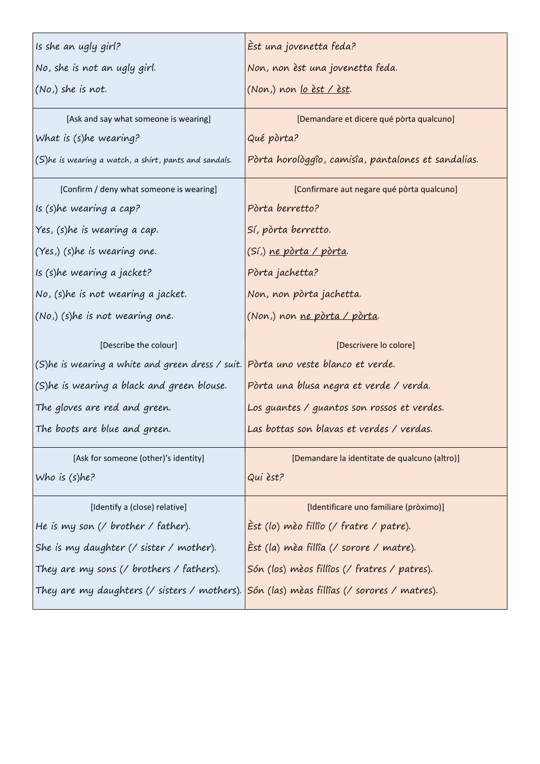| | |
|---|---|
| *Is she an ugly girl?*<br>*No, she is not an ugly girl.*<br>*(No,) she is not.* | *Èst una jovenetta feda?*<br>*Non, non èst una jovenetta feda.*<br>*(Non,) non <u>lo èst / èst</u>.* |
| [Ask and say what someone is wearing]<br>*What is (s)he wearing?*<br>*(S)he is wearing a watch, a shirt, pants and sandals.* | [Demandare et dicere qué pòrta qualcuno]<br>*Qué pòrta?*<br>*Pòrta horològgîo, camisîa, pantalones et sandalias.* |
| [Confirm / deny what someone is wearing]<br>*Is (s)he wearing a cap?*<br>*Yes, (s)he is wearing a cap.*<br>*(Yes,) (s)he is wearing one.*<br>*Is (s)he wearing a jacket?*<br>*No, (s)he is not wearing a jacket.*<br>*(No,) (s)he is not wearing one.*<br><br>[Describe the colour]<br>*(S)he is wearing a white and green dress / suit.*<br>*(S)he is wearing a black and green blouse.*<br>*The gloves are red and green.*<br>*The boots are blue and green.* | [Confirmare aut negare qué pòrta qualcuno]<br>*Pòrta berretto?*<br>*Sí, pòrta berretto.*<br>*(Sí,) <u>ne pòrta / pòrta</u>.*<br>*Pòrta jachetta?*<br>*Non, non pòrta jachetta.*<br>*(Non,) non <u>ne pòrta / pòrta</u>.*<br><br>[Descrivere lo colore]<br>*Pòrta uno veste blanco et verde.*<br>*Pòrta una blusa negra et verde / verda.*<br>*Los guantes / guantos son rossos et verdes.*<br>*Las bottas son blavas et verdes / verdas.* |
| [Ask for someone (other)'s identity]<br>*Who is (s)he?* | [Demandare la identitate de qualcuno (altro)]<br>*Qui èst?* |
| [Identify a (close) relative]<br>*He is my son (/ brother / father).*<br>*She is my daughter (/ sister / mother).*<br>*They are my sons (/ brothers / fathers).*<br>*They are my daughters (/ sisters / mothers).* | [Identificare uno familiare (pròximo)]<br>*Èst (lo) mèo fillîo (/ fratre / patre).*<br>*Èst (la) mèa fillîa (/ sorore / matre).*<br>*Són (los) mèos fillîos (/ fratres / patres).*<br>*Són (las) mèas fillîas (/ sorores / matres).* |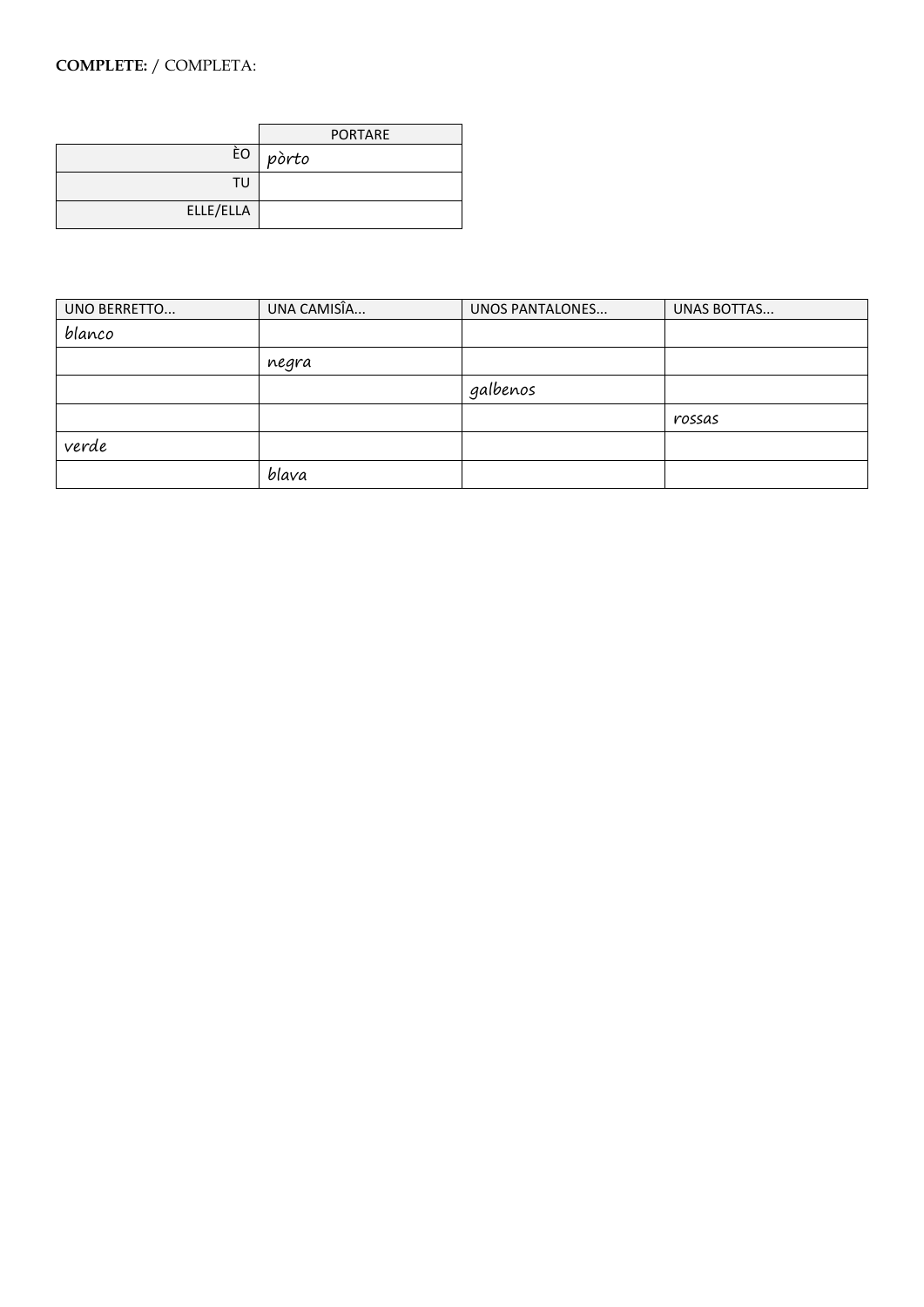**COMPLETE:** / COMPLETA:

| | PORTARE |
|---|---|
| ÈO | pòrto |
| TU | |
| ELLE/ELLA | |

| UNO BERRETTO... | UNA CAMISÎA... | UNOS PANTALONES... | UNAS BOTTAS... |
|---|---|---|---|
| blanco | | | |
| | negra | | |
| | | galbenos | |
| | | | rossas |
| verde | | | |
| | blava | | |